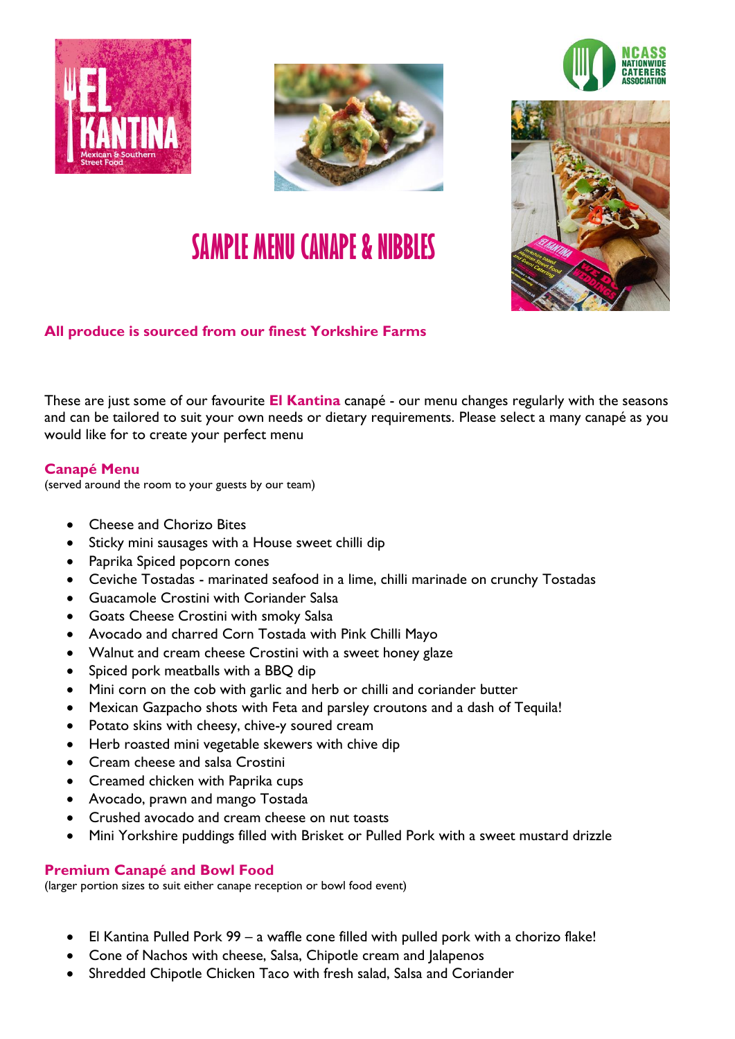# SAMPLE MENU CANAPE & NIBBLES

**All produce is sourced from our finest Yorkshire Farms**

These are just some of our favourite **El Kantina** canapé - our menu changes regularly with the seasons and can be tailored to suit your own needs or dietary requirements. Please select a many canapé as you would like for to create your perfect menu

## Canapé Menu

(served around the room to your guests by our team)

- Cheese and Chorizo Bites
- Sticky mini sausages with a House sweet chilli dip
- Paprika Spiced popcorn cones
- Ceviche Tostadas - marinated seafood in a lime, chilli marinade on crunchy Tostadas
- Guacamole Crostini with Coriander Salsa
- Goats Cheese Crostini with smoky Salsa
- Avocado and charred Corn Tostada with Pink Chilli Mayo
- Walnut and cream cheese Crostini with a sweet honey glaze
- Spiced pork meatballs with a BBQ dip
- Mini corn on the cob with garlic and herb or chilli and coriander butter
- Mexican Gazpacho shots with Feta and parsley croutons and a dash of Tequila!
- Potato skins with cheesy, chive-y soured cream
- Herb roasted mini vegetable skewers with chive dip
- Cream cheese and salsa Crostini
- Creamed chicken with Paprika cups
- Avocado, prawn and mango Tostada
- Crushed avocado and cream cheese on nut toasts
- Mini Yorkshire puddings filled with Brisket or Pulled Pork with a sweet mustard drizzle

## Premium Canapé and Bowl Food

(larger portion sizes to suit either canape reception or bowl food event)

- El Kantina Pulled Pork 99 – a waffle cone filled with pulled pork with a chorizo flake!
- Cone of Nachos with cheese, Salsa, Chipotle cream and Jalapenos
- Shredded Chipotle Chicken Taco with fresh salad, Salsa and Coriander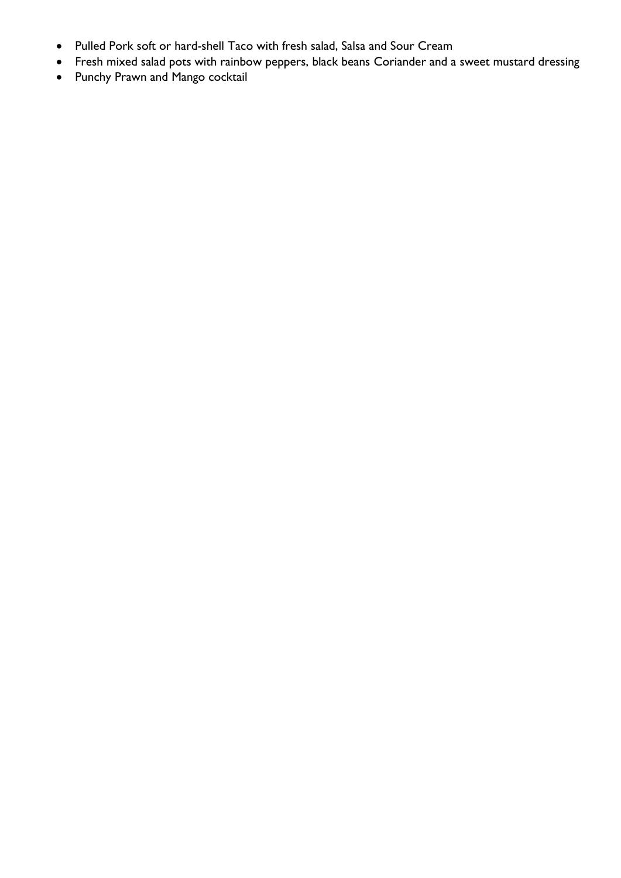- Pulled Pork soft or hard-shell Taco with fresh salad, Salsa and Sour Cream
- Fresh mixed salad pots with rainbow peppers, black beans Coriander and a sweet mustard dressing
- Punchy Prawn and Mango cocktail